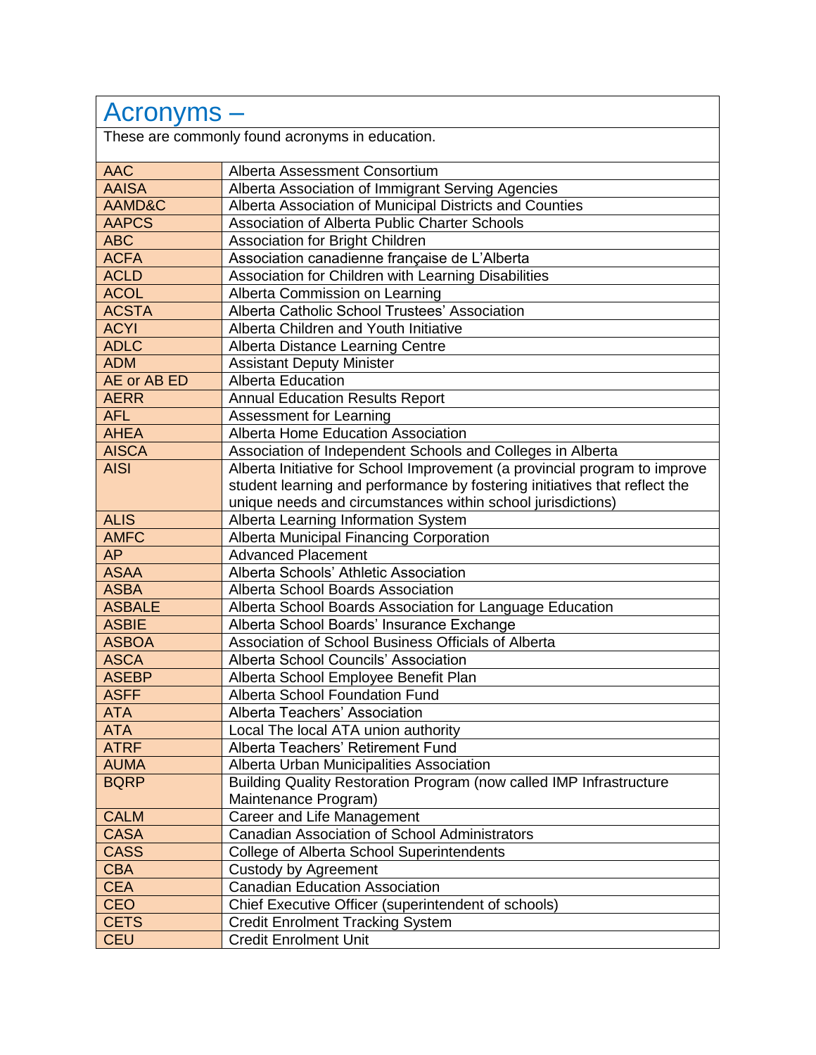# Acronyms –

These are commonly found acronyms in education.

| | |
|---|---|
| AAC | Alberta Assessment Consortium |
| AAISA | Alberta Association of Immigrant Serving Agencies |
| AAMD&C | Alberta Association of Municipal Districts and Counties |
| AAPCS | Association of Alberta Public Charter Schools |
| ABC | Association for Bright Children |
| ACFA | Association canadienne française de L'Alberta |
| ACLD | Association for Children with Learning Disabilities |
| ACOL | Alberta Commission on Learning |
| ACSTA | Alberta Catholic School Trustees' Association |
| ACYI | Alberta Children and Youth Initiative |
| ADLC | Alberta Distance Learning Centre |
| ADM | Assistant Deputy Minister |
| AE or AB ED | Alberta Education |
| AERR | Annual Education Results Report |
| AFL | Assessment for Learning |
| AHEA | Alberta Home Education Association |
| AISCA | Association of Independent Schools and Colleges in Alberta |
| AISI | Alberta Initiative for School Improvement (a provincial program to improve student learning and performance by fostering initiatives that reflect the unique needs and circumstances within school jurisdictions) |
| ALIS | Alberta Learning Information System |
| AMFC | Alberta Municipal Financing Corporation |
| AP | Advanced Placement |
| ASAA | Alberta Schools' Athletic Association |
| ASBA | Alberta School Boards Association |
| ASBALE | Alberta School Boards Association for Language Education |
| ASBIE | Alberta School Boards' Insurance Exchange |
| ASBOA | Association of School Business Officials of Alberta |
| ASCA | Alberta School Councils' Association |
| ASEBP | Alberta School Employee Benefit Plan |
| ASFF | Alberta School Foundation Fund |
| ATA | Alberta Teachers' Association |
| ATA | Local The local ATA union authority |
| ATRF | Alberta Teachers' Retirement Fund |
| AUMA | Alberta Urban Municipalities Association |
| BQRP | Building Quality Restoration Program (now called IMP Infrastructure Maintenance Program) |
| CALM | Career and Life Management |
| CASA | Canadian Association of School Administrators |
| CASS | College of Alberta School Superintendents |
| CBA | Custody by Agreement |
| CEA | Canadian Education Association |
| CEO | Chief Executive Officer (superintendent of schools) |
| CETS | Credit Enrolment Tracking System |
| CEU | Credit Enrolment Unit |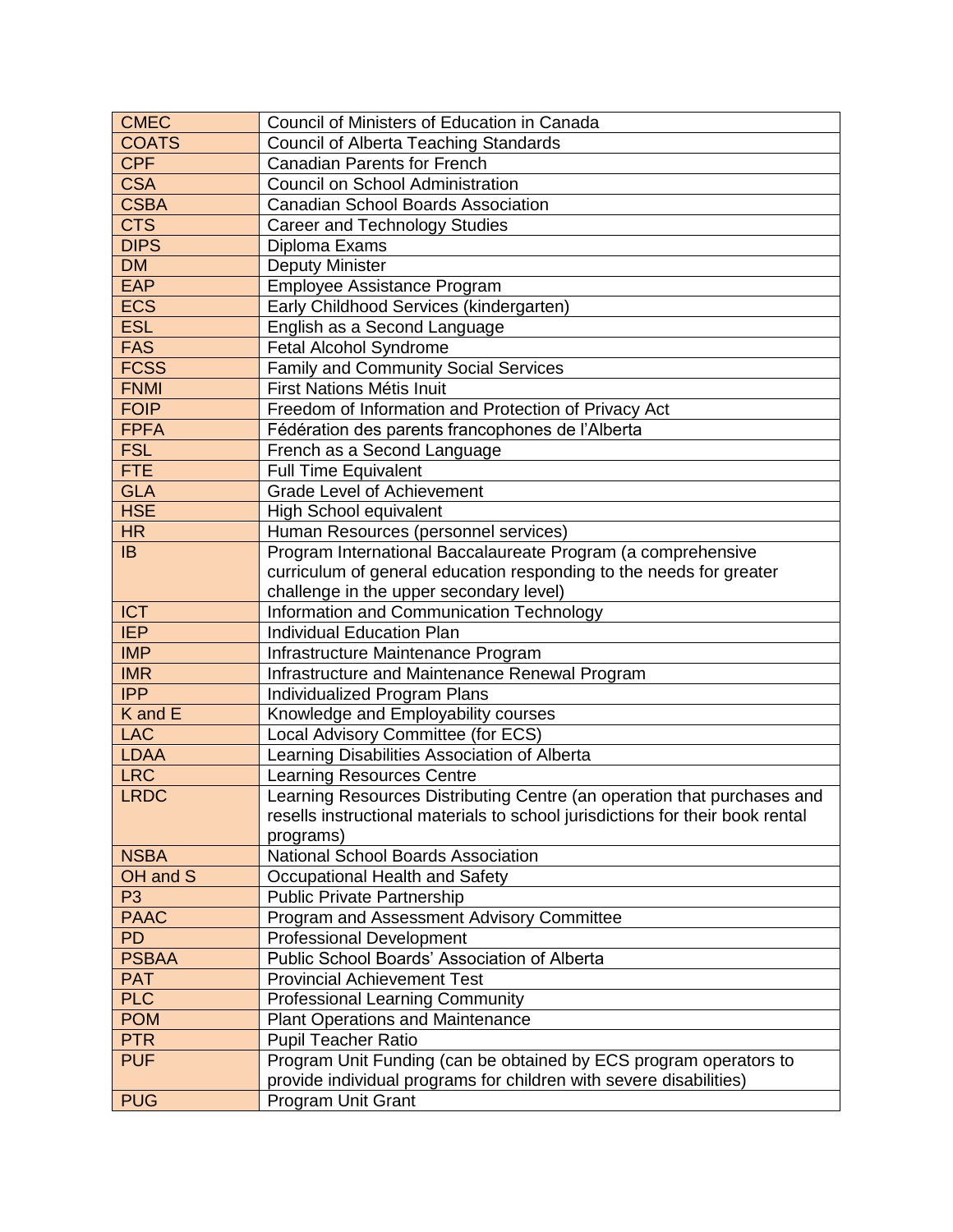| | |
|---|---|
| CMEC | Council of Ministers of Education in Canada |
| COATS | Council of Alberta Teaching Standards |
| CPF | Canadian Parents for French |
| CSA | Council on School Administration |
| CSBA | Canadian School Boards Association |
| CTS | Career and Technology Studies |
| DIPS | Diploma Exams |
| DM | Deputy Minister |
| EAP | Employee Assistance Program |
| ECS | Early Childhood Services (kindergarten) |
| ESL | English as a Second Language |
| FAS | Fetal Alcohol Syndrome |
| FCSS | Family and Community Social Services |
| FNMI | First Nations Métis Inuit |
| FOIP | Freedom of Information and Protection of Privacy Act |
| FPFA | Fédération des parents francophones de l'Alberta |
| FSL | French as a Second Language |
| FTE | Full Time Equivalent |
| GLA | Grade Level of Achievement |
| HSE | High School equivalent |
| HR | Human Resources (personnel services) |
| IB | Program International Baccalaureate Program (a comprehensive curriculum of general education responding to the needs for greater challenge in the upper secondary level) |
| ICT | Information and Communication Technology |
| IEP | Individual Education Plan |
| IMP | Infrastructure Maintenance Program |
| IMR | Infrastructure and Maintenance Renewal Program |
| IPP | Individualized Program Plans |
| K and E | Knowledge and Employability courses |
| LAC | Local Advisory Committee (for ECS) |
| LDAA | Learning Disabilities Association of Alberta |
| LRC | Learning Resources Centre |
| LRDC | Learning Resources Distributing Centre (an operation that purchases and resells instructional materials to school jurisdictions for their book rental programs) |
| NSBA | National School Boards Association |
| OH and S | Occupational Health and Safety |
| P3 | Public Private Partnership |
| PAAC | Program and Assessment Advisory Committee |
| PD | Professional Development |
| PSBAA | Public School Boards' Association of Alberta |
| PAT | Provincial Achievement Test |
| PLC | Professional Learning Community |
| POM | Plant Operations and Maintenance |
| PTR | Pupil Teacher Ratio |
| PUF | Program Unit Funding (can be obtained by ECS program operators to provide individual programs for children with severe disabilities) |
| PUG | Program Unit Grant |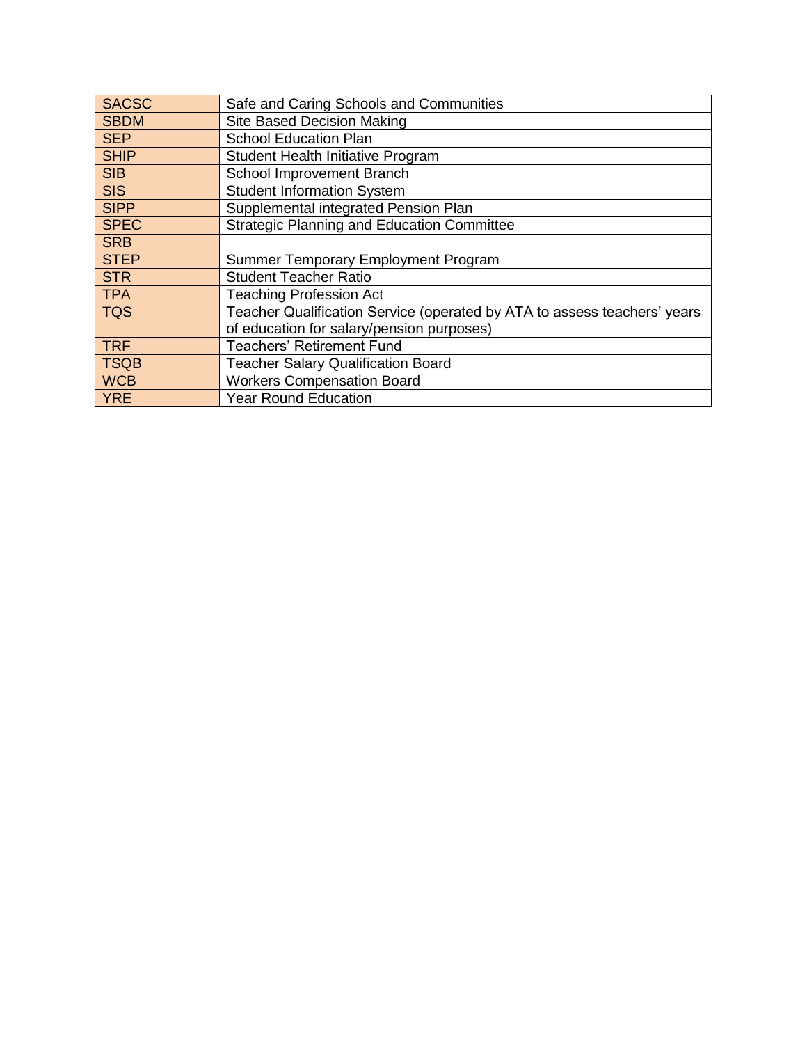| | |
|---|---|
| SACSC | Safe and Caring Schools and Communities |
| SBDM | Site Based Decision Making |
| SEP | School Education Plan |
| SHIP | Student Health Initiative Program |
| SIB | School Improvement Branch |
| SIS | Student Information System |
| SIPP | Supplemental integrated Pension Plan |
| SPEC | Strategic Planning and Education Committee |
| SRB | |
| STEP | Summer Temporary Employment Program |
| STR | Student Teacher Ratio |
| TPA | Teaching Profession Act |
| TQS | Teacher Qualification Service (operated by ATA to assess teachers' years of education for salary/pension purposes) |
| TRF | Teachers' Retirement Fund |
| TSQB | Teacher Salary Qualification Board |
| WCB | Workers Compensation Board |
| YRE | Year Round Education |